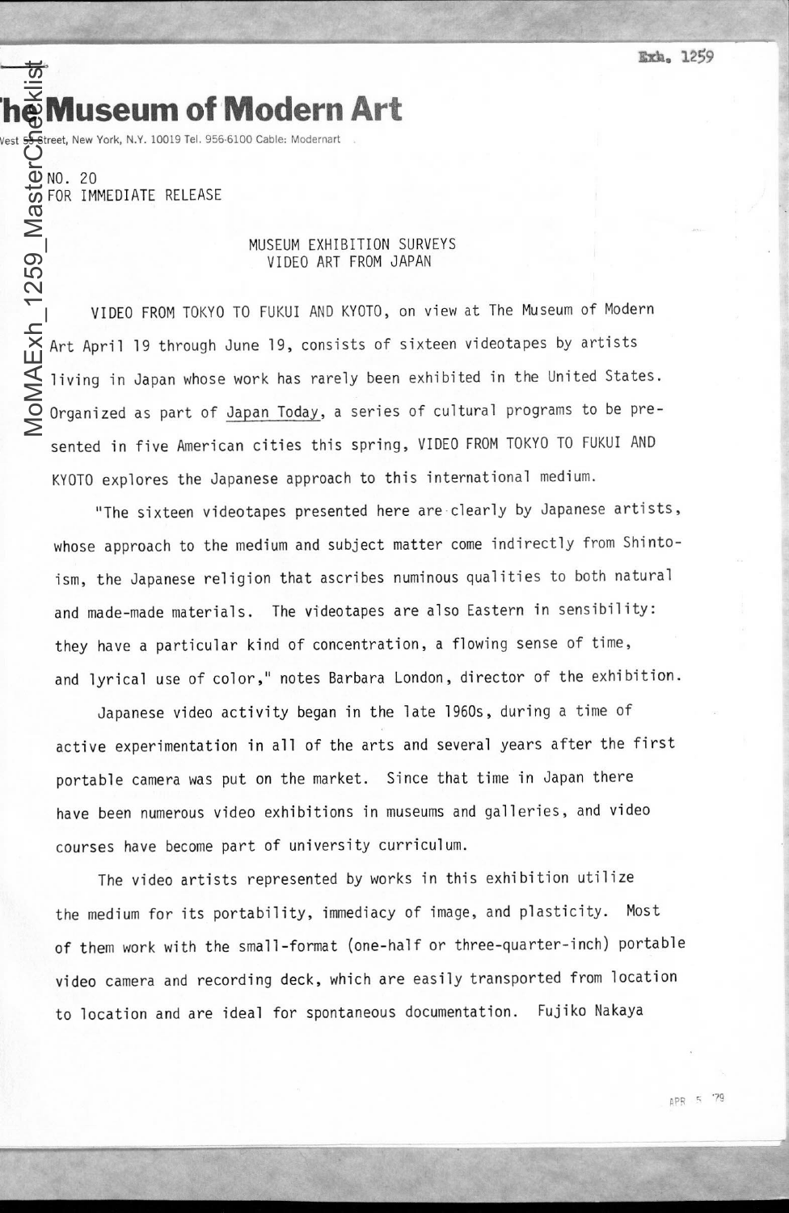Exh. 1259

# The Museum of Modern Art

West 53 Street, New York, N.Y. 10019 Tel. 956-6100 Cable: Modernart

NO. 20
FOR IMMEDIATE RELEASE

## MUSEUM EXHIBITION SURVEYS VIDEO ART FROM JAPAN

VIDEO FROM TOKYO TO FUKUI AND KYOTO, on view at The Museum of Modern Art April 19 through June 19, consists of sixteen videotapes by artists living in Japan whose work has rarely been exhibited in the United States. Organized as part of Japan Today, a series of cultural programs to be presented in five American cities this spring, VIDEO FROM TOKYO TO FUKUI AND KYOTO explores the Japanese approach to this international medium.

"The sixteen videotapes presented here are clearly by Japanese artists, whose approach to the medium and subject matter come indirectly from Shintoism, the Japanese religion that ascribes numinous qualities to both natural and made-made materials. The videotapes are also Eastern in sensibility: they have a particular kind of concentration, a flowing sense of time, and lyrical use of color," notes Barbara London, director of the exhibition.

Japanese video activity began in the late 1960s, during a time of active experimentation in all of the arts and several years after the first portable camera was put on the market. Since that time in Japan there have been numerous video exhibitions in museums and galleries, and video courses have become part of university curriculum.

The video artists represented by works in this exhibition utilize the medium for its portability, immediacy of image, and plasticity. Most of them work with the small-format (one-half or three-quarter-inch) portable video camera and recording deck, which are easily transported from location to location and are ideal for spontaneous documentation. Fujiko Nakaya

APR 5 '79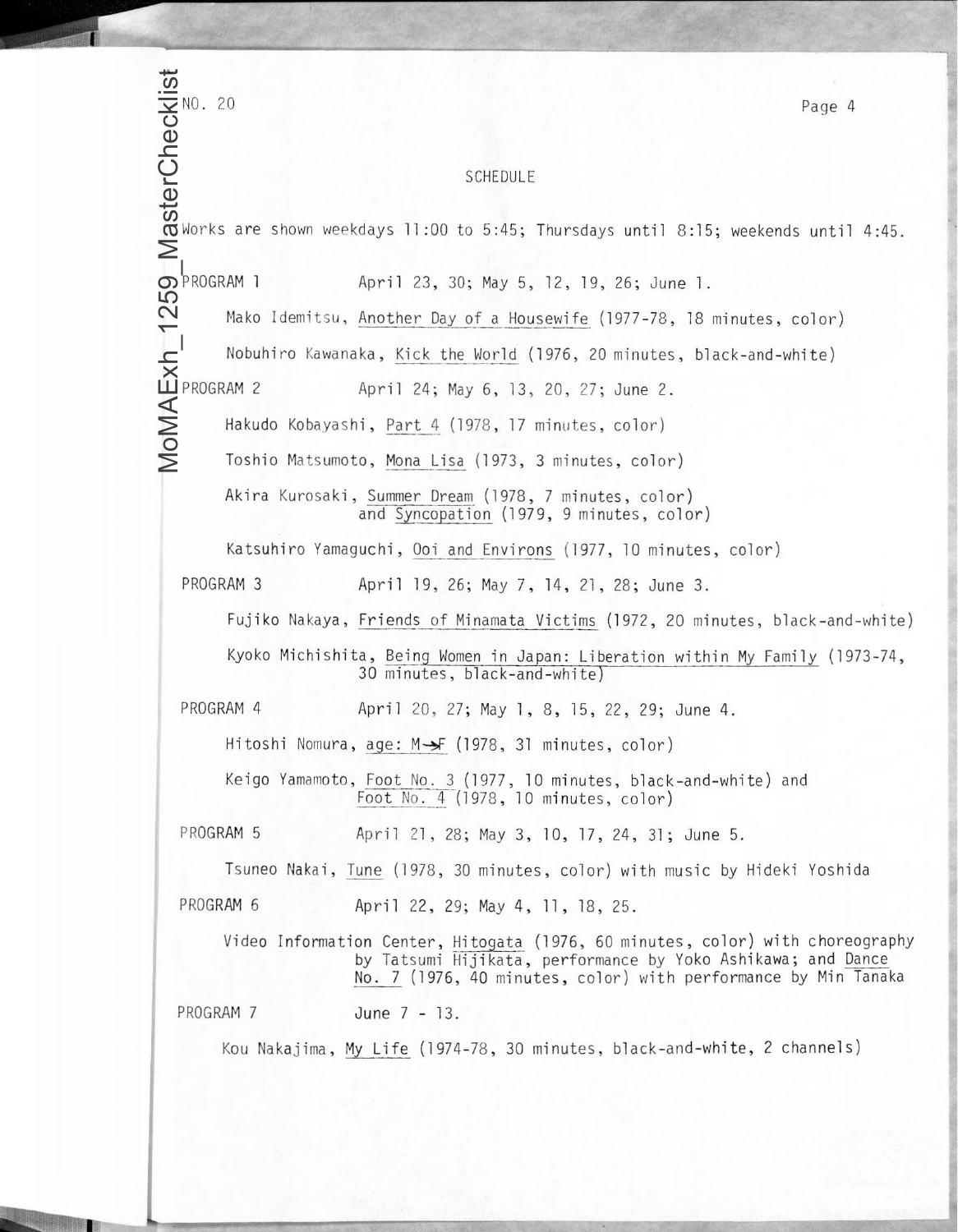## SCHEDULE

Works are shown weekdays 11:00 to 5:45; Thursdays until 8:15; weekends until 4:45.

PROGRAM 1 — April 23, 30; May 5, 12, 19, 26; June 1.

Mako Idemitsu, Another Day of a Housewife (1977-78, 18 minutes, color)

Nobuhiro Kawanaka, Kick the World (1976, 20 minutes, black-and-white)

PROGRAM 2 — April 24; May 6, 13, 20, 27; June 2.

Hakudo Kobayashi, Part 4 (1978, 17 minutes, color)

Toshio Matsumoto, Mona Lisa (1973, 3 minutes, color)

Akira Kurosaki, Summer Dream (1978, 7 minutes, color) and Syncopation (1979, 9 minutes, color)

Katsuhiro Yamaguchi, Ooi and Environs (1977, 10 minutes, color)

PROGRAM 3 — April 19, 26; May 7, 14, 21, 28; June 3.

Fujiko Nakaya, Friends of Minamata Victims (1972, 20 minutes, black-and-white)

Kyoko Michishita, Being Women in Japan: Liberation within My Family (1973-74, 30 minutes, black-and-white)

PROGRAM 4 — April 20, 27; May 1, 8, 15, 22, 29; June 4.

Hitoshi Nomura, age: M→F (1978, 31 minutes, color)

Keigo Yamamoto, Foot No. 3 (1977, 10 minutes, black-and-white) and Foot No. 4 (1978, 10 minutes, color)

PROGRAM 5 — April 21, 28; May 3, 10, 17, 24, 31; June 5.

Tsuneo Nakai, Tune (1978, 30 minutes, color) with music by Hideki Yoshida

PROGRAM 6 — April 22, 29; May 4, 11, 18, 25.

Video Information Center, Hitogata (1976, 60 minutes, color) with choreography by Tatsumi Hijikata, performance by Yoko Ashikawa; and Dance No. 7 (1976, 40 minutes, color) with performance by Min Tanaka

PROGRAM 7 — June 7 - 13.

Kou Nakajima, My Life (1974-78, 30 minutes, black-and-white, 2 channels)